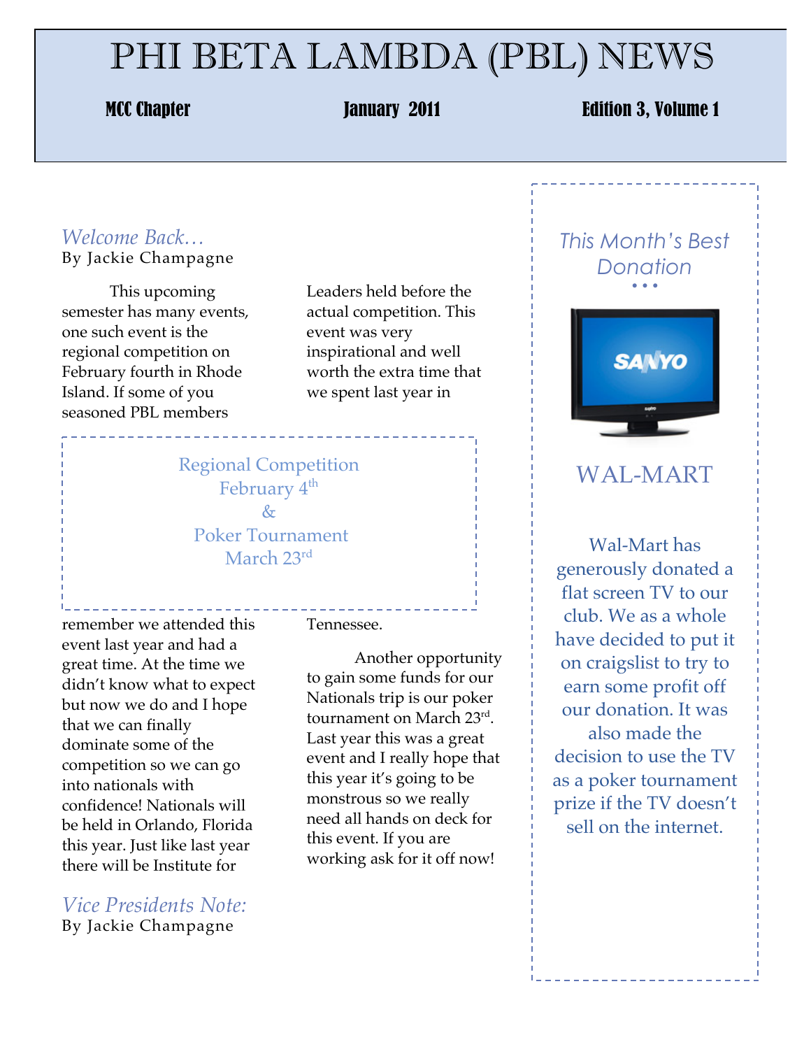# PHI BETA LAMBDA (PBL) NEWS

**MCC Chapter** | **January 2011** | **Edition 3, Volume 1**

## *Welcome Back…*

By Jackie Champagne

This upcoming semester has many events, one such event is the regional competition on February fourth in Rhode Island. If some of you seasoned PBL members remember we attended this event last year and had a great time. At the time we didn't know what to expect but now we do and I hope that we can finally dominate some of the competition so we can go into nationals with confidence! Nationals will be held in Orlando, Florida this year. Just like last year there will be Institute for Leaders held before the actual competition. This event was very inspirational and well worth the extra time that we spent last year in Tennessee.

Regional Competition
February 4th
&
Poker Tournament
March 23rd

Another opportunity to gain some funds for our Nationals trip is our poker tournament on March 23rd. Last year this was a great event and I really hope that this year it's going to be monstrous so we really need all hands on deck for this event. If you are working ask for it off now!

## *Vice Presidents Note:*

By Jackie Champagne

## *This Month's Best Donation*

### WAL-MART

Wal-Mart has generously donated a flat screen TV to our club. We as a whole have decided to put it on craigslist to try to earn some profit off our donation. It was also made the decision to use the TV as a poker tournament prize if the TV doesn't sell on the internet.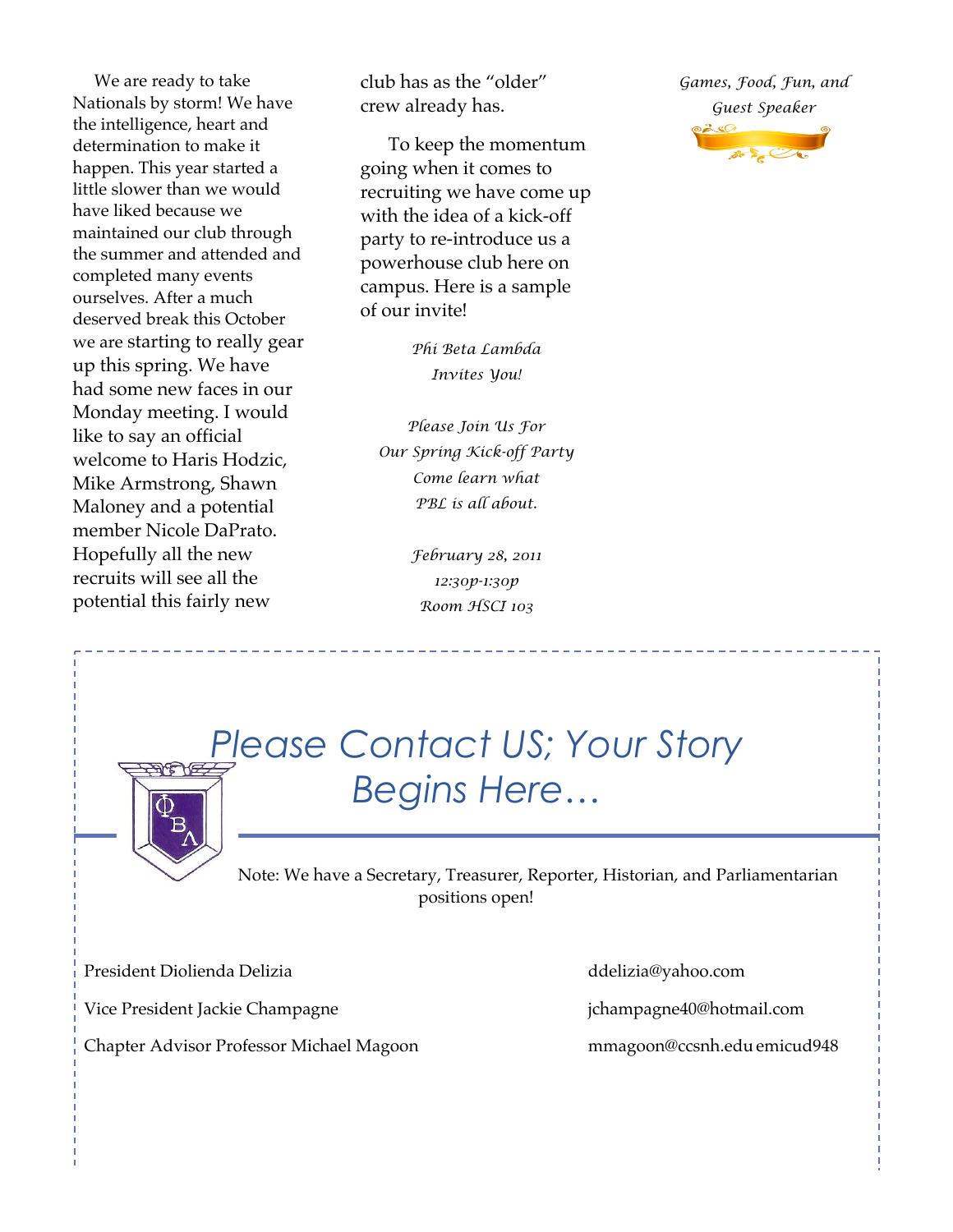We are ready to take Nationals by storm! We have the intelligence, heart and determination to make it happen. This year started a little slower than we would have liked because we maintained our club through the summer and attended and completed many events ourselves. After a much deserved break this October we are starting to really gear up this spring. We have had some new faces in our Monday meeting. I would like to say an official welcome to Haris Hodzic, Mike Armstrong, Shawn Maloney and a potential member Nicole DaPrato. Hopefully all the new recruits will see all the potential this fairly new club has as the "older" crew already has.

To keep the momentum going when it comes to recruiting we have come up with the idea of a kick-off party to re-introduce us a powerhouse club here on campus. Here is a sample of our invite!

*Phi Beta Lambda*
*Invites You!*

*Please Join Us For*
*Our Spring Kick-off Party*
*Come learn what*
*PBL is all about.*

*February 28, 2011*
*12:30p-1:30p*
*Room HSCI 103*

*Games, Food, Fun, and*
*Guest Speaker*

## *Please Contact US; Your Story Begins Here…*

Note: We have a Secretary, Treasurer, Reporter, Historian, and Parliamentarian positions open!

President Diolienda Delizia ddelizia@yahoo.com

Vice President Jackie Champagne jchampagne40@hotmail.com

Chapter Advisor Professor Michael Magoon mmagoon@ccsnh.edu emicud948